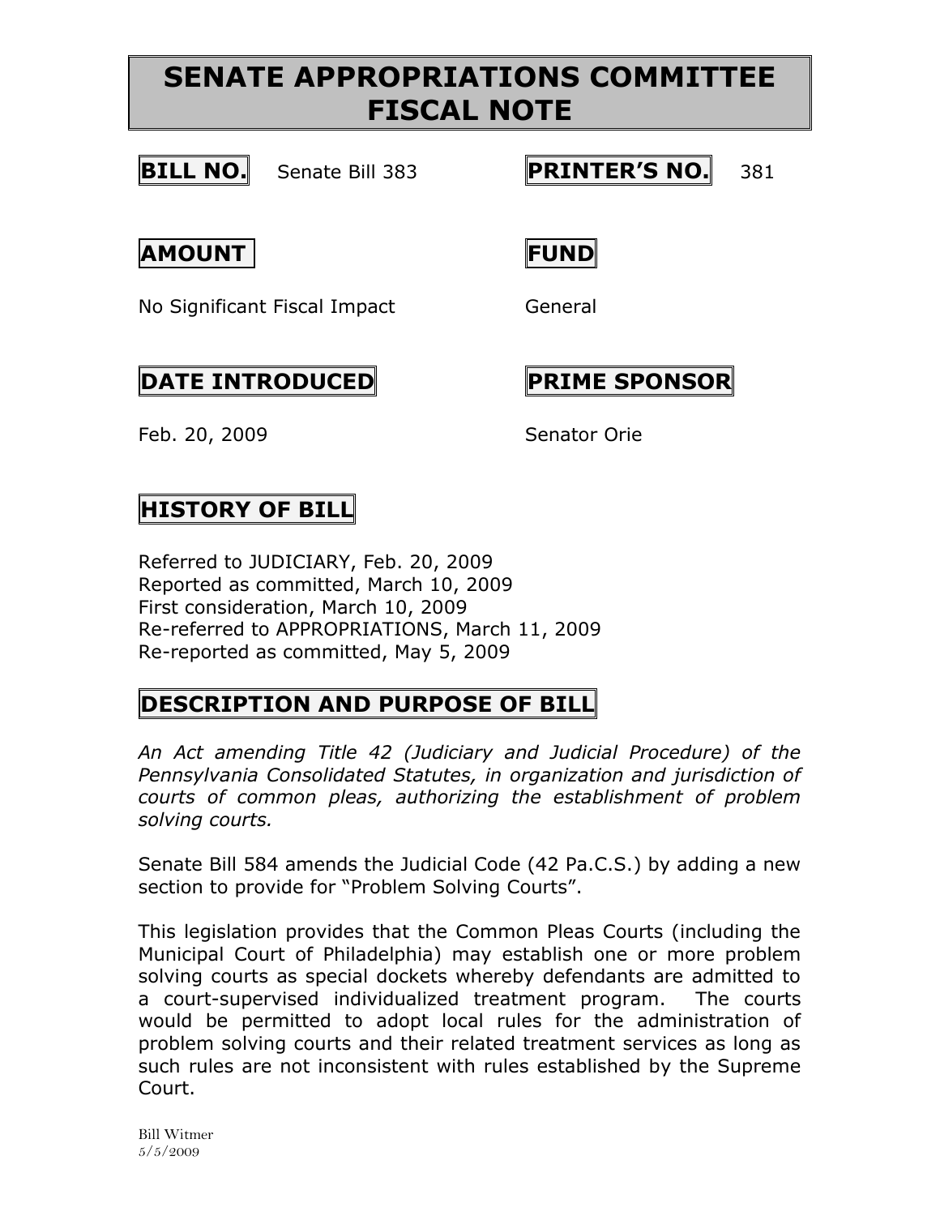# SENATE APPROPRIATIONS COMMITTEE FISCAL NOTE

**BILL NO.** Senate Bill 383

**PRINTER'S NO.** 381

**AMOUNT**

No Significant Fiscal Impact

**FUND**

General

**DATE INTRODUCED**

Feb. 20, 2009

**PRIME SPONSOR**

Senator Orie

## HISTORY OF BILL

Referred to JUDICIARY, Feb. 20, 2009
Reported as committed, March 10, 2009
First consideration, March 10, 2009
Re-referred to APPROPRIATIONS, March 11, 2009
Re-reported as committed, May 5, 2009

## DESCRIPTION AND PURPOSE OF BILL

*An Act amending Title 42 (Judiciary and Judicial Procedure) of the Pennsylvania Consolidated Statutes, in organization and jurisdiction of courts of common pleas, authorizing the establishment of problem solving courts.*

Senate Bill 584 amends the Judicial Code (42 Pa.C.S.) by adding a new section to provide for "Problem Solving Courts".

This legislation provides that the Common Pleas Courts (including the Municipal Court of Philadelphia) may establish one or more problem solving courts as special dockets whereby defendants are admitted to a court-supervised individualized treatment program. The courts would be permitted to adopt local rules for the administration of problem solving courts and their related treatment services as long as such rules are not inconsistent with rules established by the Supreme Court.

Bill Witmer
5/5/2009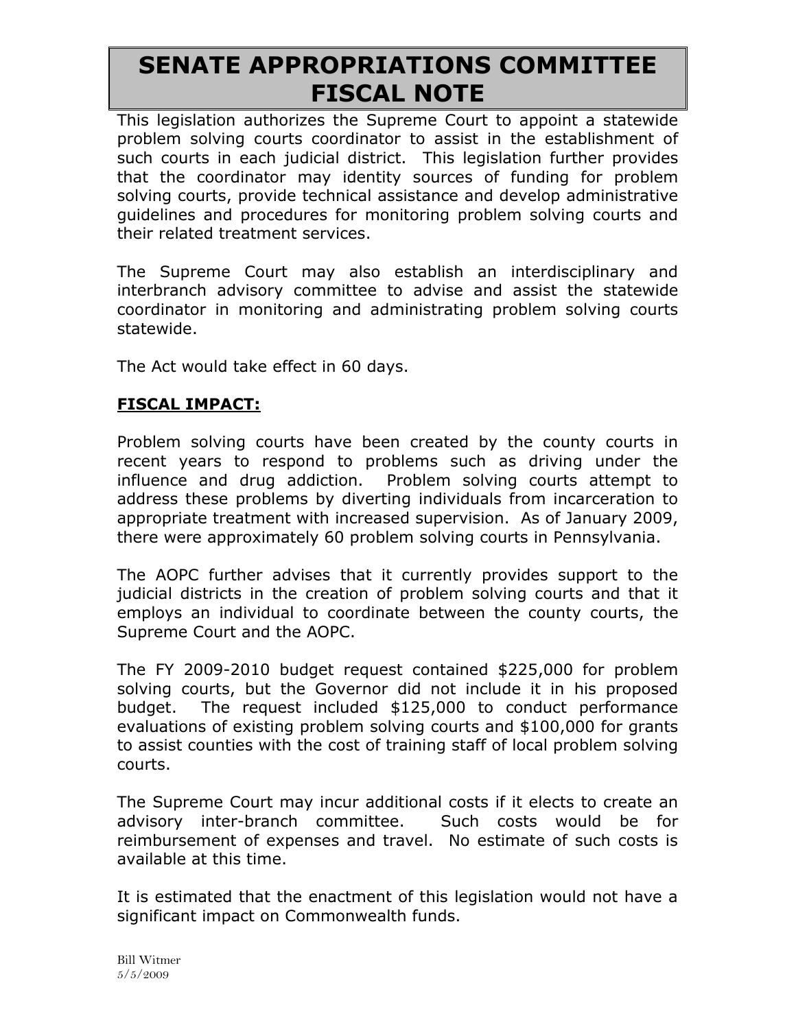# SENATE APPROPRIATIONS COMMITTEE FISCAL NOTE

This legislation authorizes the Supreme Court to appoint a statewide problem solving courts coordinator to assist in the establishment of such courts in each judicial district. This legislation further provides that the coordinator may identity sources of funding for problem solving courts, provide technical assistance and develop administrative guidelines and procedures for monitoring problem solving courts and their related treatment services.

The Supreme Court may also establish an interdisciplinary and interbranch advisory committee to advise and assist the statewide coordinator in monitoring and administrating problem solving courts statewide.

The Act would take effect in 60 days.

**FISCAL IMPACT:**

Problem solving courts have been created by the county courts in recent years to respond to problems such as driving under the influence and drug addiction. Problem solving courts attempt to address these problems by diverting individuals from incarceration to appropriate treatment with increased supervision. As of January 2009, there were approximately 60 problem solving courts in Pennsylvania.

The AOPC further advises that it currently provides support to the judicial districts in the creation of problem solving courts and that it employs an individual to coordinate between the county courts, the Supreme Court and the AOPC.

The FY 2009-2010 budget request contained $225,000 for problem solving courts, but the Governor did not include it in his proposed budget. The request included $125,000 to conduct performance evaluations of existing problem solving courts and $100,000 for grants to assist counties with the cost of training staff of local problem solving courts.

The Supreme Court may incur additional costs if it elects to create an advisory inter-branch committee. Such costs would be for reimbursement of expenses and travel. No estimate of such costs is available at this time.

It is estimated that the enactment of this legislation would not have a significant impact on Commonwealth funds.

Bill Witmer
5/5/2009